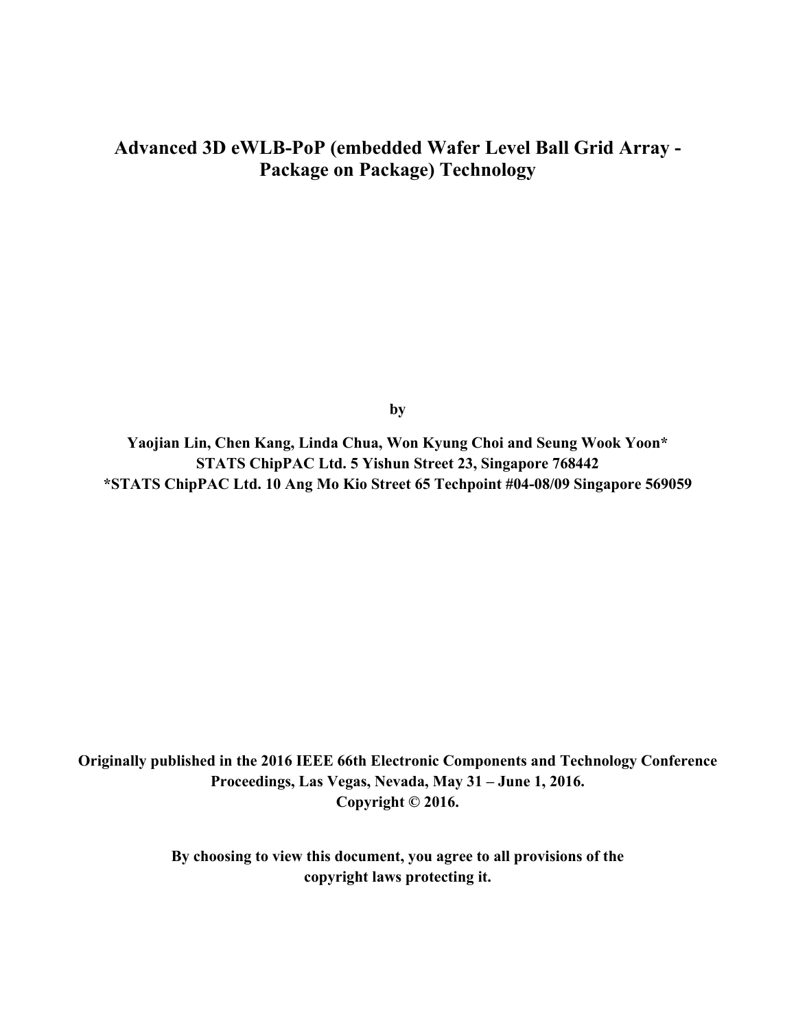# Advanced 3D eWLB-PoP (embedded Wafer Level Ball Grid Array - Package on Package) Technology

**by**

**Yaojian Lin, Chen Kang, Linda Chua, Won Kyung Choi and Seung Wook Yoon***
**STATS ChipPAC Ltd. 5 Yishun Street 23, Singapore 768442**
***STATS ChipPAC Ltd. 10 Ang Mo Kio Street 65 Techpoint #04-08/09 Singapore 569059**

**Originally published in the 2016 IEEE 66th Electronic Components and Technology Conference Proceedings, Las Vegas, Nevada, May 31 – June 1, 2016.**
**Copyright © 2016.**

**By choosing to view this document, you agree to all provisions of the copyright laws protecting it.**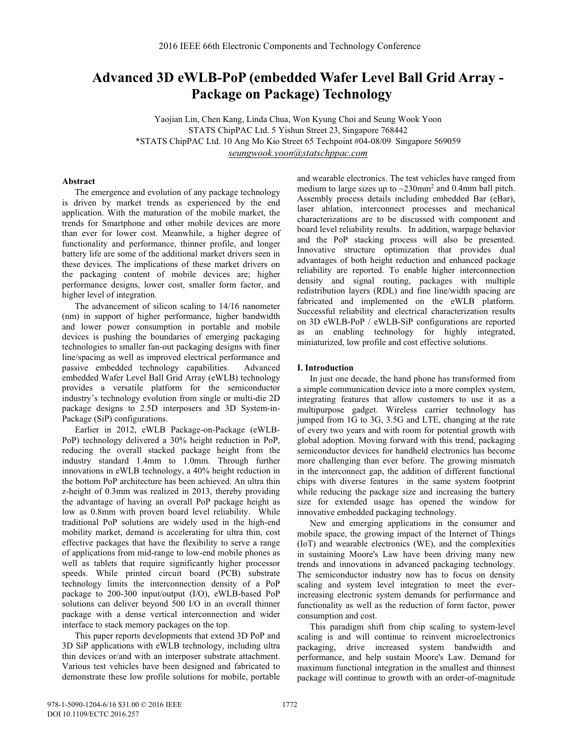# Advanced 3D eWLB-PoP (embedded Wafer Level Ball Grid Array - Package on Package) Technology

Yaojian Lin, Chen Kang, Linda Chua, Won Kyung Choi and Seung Wook Yoon
STATS ChipPAC Ltd. 5 Yishun Street 23, Singapore 768442
*STATS ChipPAC Ltd. 10 Ang Mo Kio Street 65 Techpoint #04-08/09 Singapore 569059
*seungwook.yoon@statschppac.com*

## Abstract

The emergence and evolution of any package technology is driven by market trends as experienced by the end application. With the maturation of the mobile market, the trends for Smartphone and other mobile devices are more than ever for lower cost. Meanwhile, a higher degree of functionality and performance, thinner profile, and longer battery life are some of the additional market drivers seen in these devices. The implications of these market drivers on the packaging content of mobile devices are; higher performance designs, lower cost, smaller form factor, and higher level of integration.

The advancement of silicon scaling to 14/16 nanometer (nm) in support of higher performance, higher bandwidth and lower power consumption in portable and mobile devices is pushing the boundaries of emerging packaging technologies to smaller fan-out packaging designs with finer line/spacing as well as improved electrical performance and passive embedded technology capabilities. Advanced embedded Wafer Level Ball Grid Array (eWLB) technology provides a versatile platform for the semiconductor industry's technology evolution from single or multi-die 2D package designs to 2.5D interposers and 3D System-in-Package (SiP) configurations.

Earlier in 2012, eWLB Package-on-Package (eWLB-PoP) technology delivered a 30% height reduction in PoP, reducing the overall stacked package height from the industry standard 1.4mm to 1.0mm. Through further innovations in eWLB technology, a 40% height reduction in the bottom PoP architecture has been achieved. An ultra thin z-height of 0.3mm was realized in 2013, thereby providing the advantage of having an overall PoP package height as low as 0.8mm with proven board level reliability. While traditional PoP solutions are widely used in the high-end mobility market, demand is accelerating for ultra thin, cost effective packages that have the flexibility to serve a range of applications from mid-range to low-end mobile phones as well as tablets that require significantly higher processor speeds. While printed circuit board (PCB) substrate technology limits the interconnection density of a PoP package to 200-300 input/output (I/O), eWLB-based PoP solutions can deliver beyond 500 I/O in an overall thinner package with a dense vertical interconnection and wider interface to stack memory packages on the top.

This paper reports developments that extend 3D PoP and 3D SiP applications with eWLB technology, including ultra thin devices or/and with an interposer substrate attachment. Various test vehicles have been designed and fabricated to demonstrate these low profile solutions for mobile, portable and wearable electronics. The test vehicles have ranged from medium to large sizes up to ~230mm$^2$ and 0.4mm ball pitch. Assembly process details including embedded Bar (eBar), laser ablation, interconnect processes and mechanical characterizations are to be discussed with component and board level reliability results. In addition, warpage behavior and the PoP stacking process will also be presented. Innovative structure optimization that provides dual advantages of both height reduction and enhanced package reliability are reported. To enable higher interconnection density and signal routing, packages with multiple redistribution layers (RDL) and fine line/width spacing are fabricated and implemented on the eWLB platform. Successful reliability and electrical characterization results on 3D eWLB-PoP / eWLB-SiP configurations are reported as an enabling technology for highly integrated, miniaturized, low profile and cost effective solutions.

## I. Introduction

In just one decade, the hand phone has transformed from a simple communication device into a more complex system, integrating features that allow customers to use it as a multipurpose gadget. Wireless carrier technology has jumped from 1G to 3G, 3.5G and LTE, changing at the rate of every two years and with room for potential growth with global adoption. Moving forward with this trend, packaging semiconductor devices for handheld electronics has become more challenging than ever before. The growing mismatch in the interconnect gap, the addition of different functional chips with diverse features in the same system footprint while reducing the package size and increasing the battery size for extended usage has opened the window for innovative embedded packaging technology.

New and emerging applications in the consumer and mobile space, the growing impact of the Internet of Things (IoT) and wearable electronics (WE), and the complexities in sustaining Moore's Law have been driving many new trends and innovations in advanced packaging technology. The semiconductor industry now has to focus on density scaling and system level integration to meet the ever-increasing electronic system demands for performance and functionality as well as the reduction of form factor, power consumption and cost.

This paradigm shift from chip scaling to system-level scaling is and will continue to reinvent microelectronics packaging, drive increased system bandwidth and performance, and help sustain Moore's Law. Demand for maximum functional integration in the smallest and thinnest package will continue to growth with an order-of-magnitude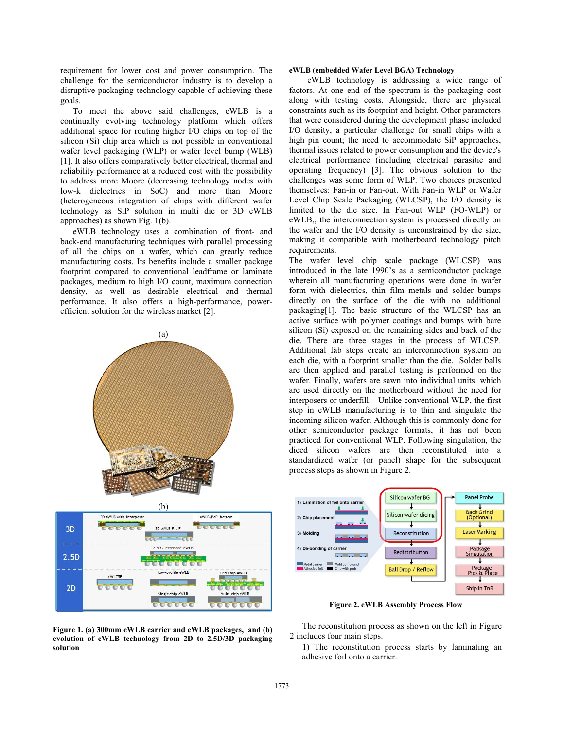requirement for lower cost and power consumption. The challenge for the semiconductor industry is to develop a disruptive packaging technology capable of achieving these goals.

To meet the above said challenges, eWLB is a continually evolving technology platform which offers additional space for routing higher I/O chips on top of the silicon (Si) chip area which is not possible in conventional wafer level packaging (WLP) or wafer level bump (WLB) [1]. It also offers comparatively better electrical, thermal and reliability performance at a reduced cost with the possibility to address more Moore (decreasing technology nodes with low-k dielectrics in SoC) and more than Moore (heterogeneous integration of chips with different wafer technology as SiP solution in multi die or 3D eWLB approaches) as shown Fig. 1(b).

eWLB technology uses a combination of front- and back-end manufacturing techniques with parallel processing of all the chips on a wafer, which can greatly reduce manufacturing costs. Its benefits include a smaller package footprint compared to conventional leadframe or laminate packages, medium to high I/O count, maximum connection density, as well as desirable electrical and thermal performance. It also offers a high-performance, power-efficient solution for the wireless market [2].

**Figure 1. (a) 300mm eWLB carrier and eWLB packages, and (b) evolution of eWLB technology from 2D to 2.5D/3D packaging solution**

**eWLB (embedded Wafer Level BGA) Technology**

eWLB technology is addressing a wide range of factors. At one end of the spectrum is the packaging cost along with testing costs. Alongside, there are physical constraints such as its footprint and height. Other parameters that were considered during the development phase included I/O density, a particular challenge for small chips with a high pin count; the need to accommodate SiP approaches, thermal issues related to power consumption and the device's electrical performance (including electrical parasitic and operating frequency) [3]. The obvious solution to the challenges was some form of WLP. Two choices presented themselves: Fan-in or Fan-out. With Fan-in WLP or Wafer Level Chip Scale Packaging (WLCSP), the I/O density is limited to the die size. In Fan-out WLP (FO-WLP) or eWLB,, the interconnection system is processed directly on the wafer and the I/O density is unconstrained by die size, making it compatible with motherboard technology pitch requirements.

The wafer level chip scale package (WLCSP) was introduced in the late 1990's as a semiconductor package wherein all manufacturing operations were done in wafer form with dielectrics, thin film metals and solder bumps directly on the surface of the die with no additional packaging[1]. The basic structure of the WLCSP has an active surface with polymer coatings and bumps with bare silicon (Si) exposed on the remaining sides and back of the die. There are three stages in the process of WLCSP. Additional fab steps create an interconnection system on each die, with a footprint smaller than the die. Solder balls are then applied and parallel testing is performed on the wafer. Finally, wafers are sawn into individual units, which are used directly on the motherboard without the need for interposers or underfill. Unlike conventional WLP, the first step in eWLB manufacturing is to thin and singulate the incoming silicon wafer. Although this is commonly done for other semiconductor package formats, it has not been practiced for conventional WLP. Following singulation, the diced silicon wafers are then reconstituted into a standardized wafer (or panel) shape for the subsequent process steps as shown in Figure 2.

**Figure 2. eWLB Assembly Process Flow**

The reconstitution process as shown on the left in Figure 2 includes four main steps.

1) The reconstitution process starts by laminating an adhesive foil onto a carrier.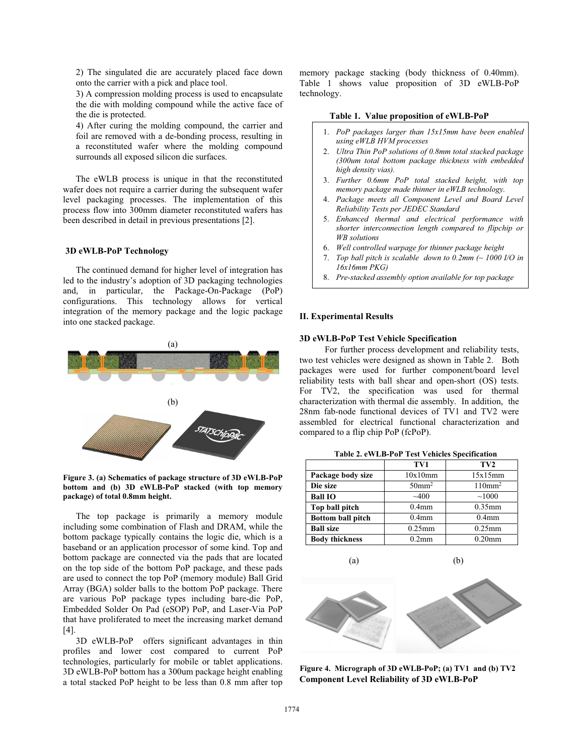2) The singulated die are accurately placed face down onto the carrier with a pick and place tool.
3) A compression molding process is used to encapsulate the die with molding compound while the active face of the die is protected.
4) After curing the molding compound, the carrier and foil are removed with a de-bonding process, resulting in a reconstituted wafer where the molding compound surrounds all exposed silicon die surfaces.

The eWLB process is unique in that the reconstituted wafer does not require a carrier during the subsequent wafer level packaging processes. The implementation of this process flow into 300mm diameter reconstituted wafers has been described in detail in previous presentations [2].

### 3D eWLB-PoP Technology

The continued demand for higher level of integration has led to the industry's adoption of 3D packaging technologies and, in particular, the Package-On-Package (PoP) configurations. This technology allows for vertical integration of the memory package and the logic package into one stacked package.

(a)

(b)

**Figure 3. (a) Schematics of package structure of 3D eWLB-PoP bottom and (b) 3D eWLB-PoP stacked (with top memory package) of total 0.8mm height.**

The top package is primarily a memory module including some combination of Flash and DRAM, while the bottom package typically contains the logic die, which is a baseband or an application processor of some kind. Top and bottom package are connected via the pads that are located on the top side of the bottom PoP package, and these pads are used to connect the top PoP (memory module) Ball Grid Array (BGA) solder balls to the bottom PoP package. There are various PoP package types including bare-die PoP, Embedded Solder On Pad (eSOP) PoP, and Laser-Via PoP that have proliferated to meet the increasing market demand [4].

3D eWLB-PoP offers significant advantages in thin profiles and lower cost compared to current PoP technologies, particularly for mobile or tablet applications. 3D eWLB-PoP bottom has a 300um package height enabling a total stacked PoP height to be less than 0.8 mm after top memory package stacking (body thickness of 0.40mm). Table 1 shows value proposition of 3D eWLB-PoP technology.

**Table 1. Value proposition of eWLB-PoP**

1. *PoP packages larger than 15x15mm have been enabled using eWLB HVM processes*
2. *Ultra Thin PoP solutions of 0.8mm total stacked package (300um total bottom package thickness with embedded high density vias).*
3. *Further 0.6mm PoP total stacked height, with top memory package made thinner in eWLB technology.*
4. *Package meets all Component Level and Board Level Reliability Tests per JEDEC Standard*
5. *Enhanced thermal and electrical performance with shorter interconnection length compared to flipchip or WB solutions*
6. *Well controlled warpage for thinner package height*
7. *Top ball pitch is scalable down to 0.2mm (~ 1000 I/O in 16x16mm PKG)*
8. *Pre-stacked assembly option available for top package*

## II. Experimental Results

### 3D eWLB-PoP Test Vehicle Specification

For further process development and reliability tests, two test vehicles were designed as shown in Table 2. Both packages were used for further component/board level reliability tests with ball shear and open-short (OS) tests. For TV2, the specification was used for thermal characterization with thermal die assembly. In addition, the 28nm fab-node functional devices of TV1 and TV2 were assembled for electrical functional characterization and compared to a flip chip PoP (fcPoP).

**Table 2. eWLB-PoP Test Vehicles Specification**

| | TV1 | TV2 |
|---|---|---|
| **Package body size** | 10x10mm | 15x15mm |
| **Die size** | 50mm² | 110mm² |
| **Ball IO** | ~400 | ~1000 |
| **Top ball pitch** | 0.4mm | 0.35mm |
| **Bottom ball pitch** | 0.4mm | 0.4mm |
| **Ball size** | 0.25mm | 0.25mm |
| **Body thickness** | 0.2mm | 0.20mm |

(a) (b)

**Figure 4. Micrograph of 3D eWLB-PoP; (a) TV1 and (b) TV2**

### Component Level Reliability of 3D eWLB-PoP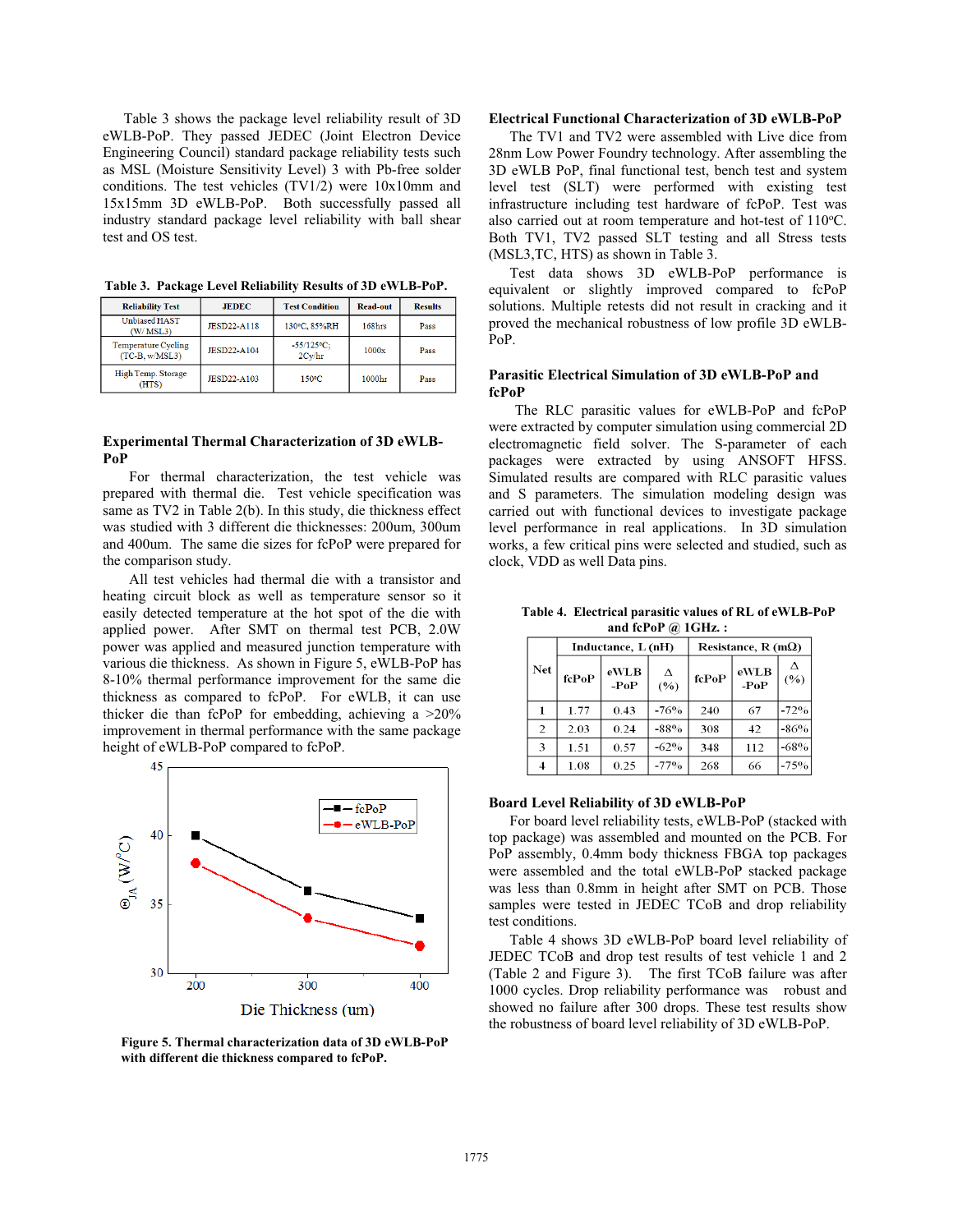Table 3 shows the package level reliability result of 3D eWLB-PoP. They passed JEDEC (Joint Electron Device Engineering Council) standard package reliability tests such as MSL (Moisture Sensitivity Level) 3 with Pb-free solder conditions. The test vehicles (TV1/2) were 10x10mm and 15x15mm 3D eWLB-PoP. Both successfully passed all industry standard package level reliability with ball shear test and OS test.

**Table 3. Package Level Reliability Results of 3D eWLB-PoP.**

| Reliability Test | JEDEC | Test Condition | Read-out | Results |
|---|---|---|---|---|
| Unbiased HAST (W/ MSL3) | JESD22-A118 | 130°C, 85%RH | 168hrs | Pass |
| Temperature Cycling (TC-B, w/MSL3) | JESD22-A104 | -55/125°C; 2Cy/hr | 1000x | Pass |
| High Temp. Storage (HTS) | JESD22-A103 | 150°C | 1000hr | Pass |

## Experimental Thermal Characterization of 3D eWLB-PoP

For thermal characterization, the test vehicle was prepared with thermal die. Test vehicle specification was same as TV2 in Table 2(b). In this study, die thickness effect was studied with 3 different die thicknesses: 200um, 300um and 400um. The same die sizes for fcPoP were prepared for the comparison study.

All test vehicles had thermal die with a transistor and heating circuit block as well as temperature sensor so it easily detected temperature at the hot spot of the die with applied power. After SMT on thermal test PCB, 2.0W power was applied and measured junction temperature with various die thickness. As shown in Figure 5, eWLB-PoP has 8-10% thermal performance improvement for the same die thickness as compared to fcPoP. For eWLB, it can use thicker die than fcPoP for embedding, achieving a >20% improvement in thermal performance with the same package height of eWLB-PoP compared to fcPoP.

**Figure 5. Thermal characterization data of 3D eWLB-PoP with different die thickness compared to fcPoP.**

## Electrical Functional Characterization of 3D eWLB-PoP

The TV1 and TV2 were assembled with Live dice from 28nm Low Power Foundry technology. After assembling the 3D eWLB PoP, final functional test, bench test and system level test (SLT) were performed with existing test infrastructure including test hardware of fcPoP. Test was also carried out at room temperature and hot-test of 110°C. Both TV1, TV2 passed SLT testing and all Stress tests (MSL3,TC, HTS) as shown in Table 3.

Test data shows 3D eWLB-PoP performance is equivalent or slightly improved compared to fcPoP solutions. Multiple retests did not result in cracking and it proved the mechanical robustness of low profile 3D eWLB-PoP.

## Parasitic Electrical Simulation of 3D eWLB-PoP and fcPoP

The RLC parasitic values for eWLB-PoP and fcPoP were extracted by computer simulation using commercial 2D electromagnetic field solver. The S-parameter of each packages were extracted by using ANSOFT HFSS. Simulated results are compared with RLC parasitic values and S parameters. The simulation modeling design was carried out with functional devices to investigate package level performance in real applications. In 3D simulation works, a few critical pins were selected and studied, such as clock, VDD as well Data pins.

**Table 4. Electrical parasitic values of RL of eWLB-PoP and fcPoP @ 1GHz. :**

| Net | Inductance, L (nH) | | | Resistance, R (mΩ) | | |
|---|---|---|---|---|---|---|
| | fcPoP | eWLB -PoP | Δ (%) | fcPoP | eWLB -PoP | Δ (%) |
| 1 | 1.77 | 0.43 | -76% | 240 | 67 | -72% |
| 2 | 2.03 | 0.24 | -88% | 308 | 42 | -86% |
| 3 | 1.51 | 0.57 | -62% | 348 | 112 | -68% |
| 4 | 1.08 | 0.25 | -77% | 268 | 66 | -75% |

## Board Level Reliability of 3D eWLB-PoP

For board level reliability tests, eWLB-PoP (stacked with top package) was assembled and mounted on the PCB. For PoP assembly, 0.4mm body thickness FBGA top packages were assembled and the total eWLB-PoP stacked package was less than 0.8mm in height after SMT on PCB. Those samples were tested in JEDEC TCoB and drop reliability test conditions.

Table 4 shows 3D eWLB-PoP board level reliability of JEDEC TCoB and drop test results of test vehicle 1 and 2 (Table 2 and Figure 3). The first TCoB failure was after 1000 cycles. Drop reliability performance was robust and showed no failure after 300 drops. These test results show the robustness of board level reliability of 3D eWLB-PoP.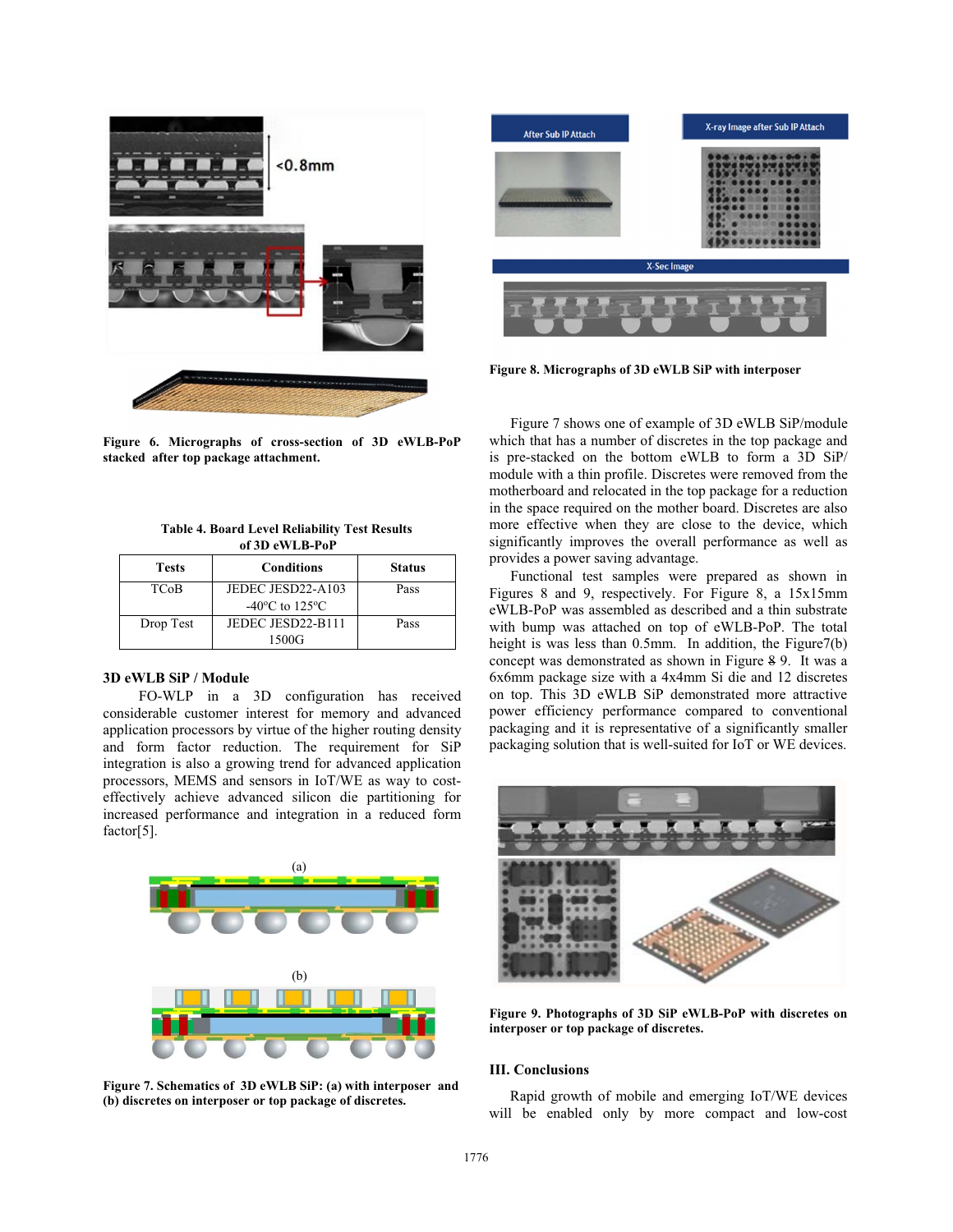Figure 6. Micrographs of cross-section of 3D eWLB-PoP stacked after top package attachment.

Table 4. Board Level Reliability Test Results of 3D eWLB-PoP

| Tests | Conditions | Status |
|---|---|---|
| TCoB | JEDEC JESD22-A103 -40ºC to 125ºC | Pass |
| Drop Test | JEDEC JESD22-B111 1500G | Pass |

### 3D eWLB SiP / Module

FO-WLP in a 3D configuration has received considerable customer interest for memory and advanced application processors by virtue of the higher routing density and form factor reduction. The requirement for SiP integration is also a growing trend for advanced application processors, MEMS and sensors in IoT/WE as way to cost-effectively achieve advanced silicon die partitioning for increased performance and integration in a reduced form factor[5].

Figure 7. Schematics of 3D eWLB SiP: (a) with interposer and (b) discretes on interposer or top package of discretes.

Figure 8. Micrographs of 3D eWLB SiP with interposer

Figure 7 shows one of example of 3D eWLB SiP/module which that has a number of discretes in the top package and is pre-stacked on the bottom eWLB to form a 3D SiP/ module with a thin profile. Discretes were removed from the motherboard and relocated in the top package for a reduction in the space required on the mother board. Discretes are also more effective when they are close to the device, which significantly improves the overall performance as well as provides a power saving advantage.

Functional test samples were prepared as shown in Figures 8 and 9, respectively. For Figure 8, a 15x15mm eWLB-PoP was assembled as described and a thin substrate with bump was attached on top of eWLB-PoP. The total height is was less than 0.5mm. In addition, the Figure7(b) concept was demonstrated as shown in Figure ~~8~~ 9. It was a 6x6mm package size with a 4x4mm Si die and 12 discretes on top. This 3D eWLB SiP demonstrated more attractive power efficiency performance compared to conventional packaging and it is representative of a significantly smaller packaging solution that is well-suited for IoT or WE devices.

Figure 9. Photographs of 3D SiP eWLB-PoP with discretes on interposer or top package of discretes.

## III. Conclusions

Rapid growth of mobile and emerging IoT/WE devices will be enabled only by more compact and low-cost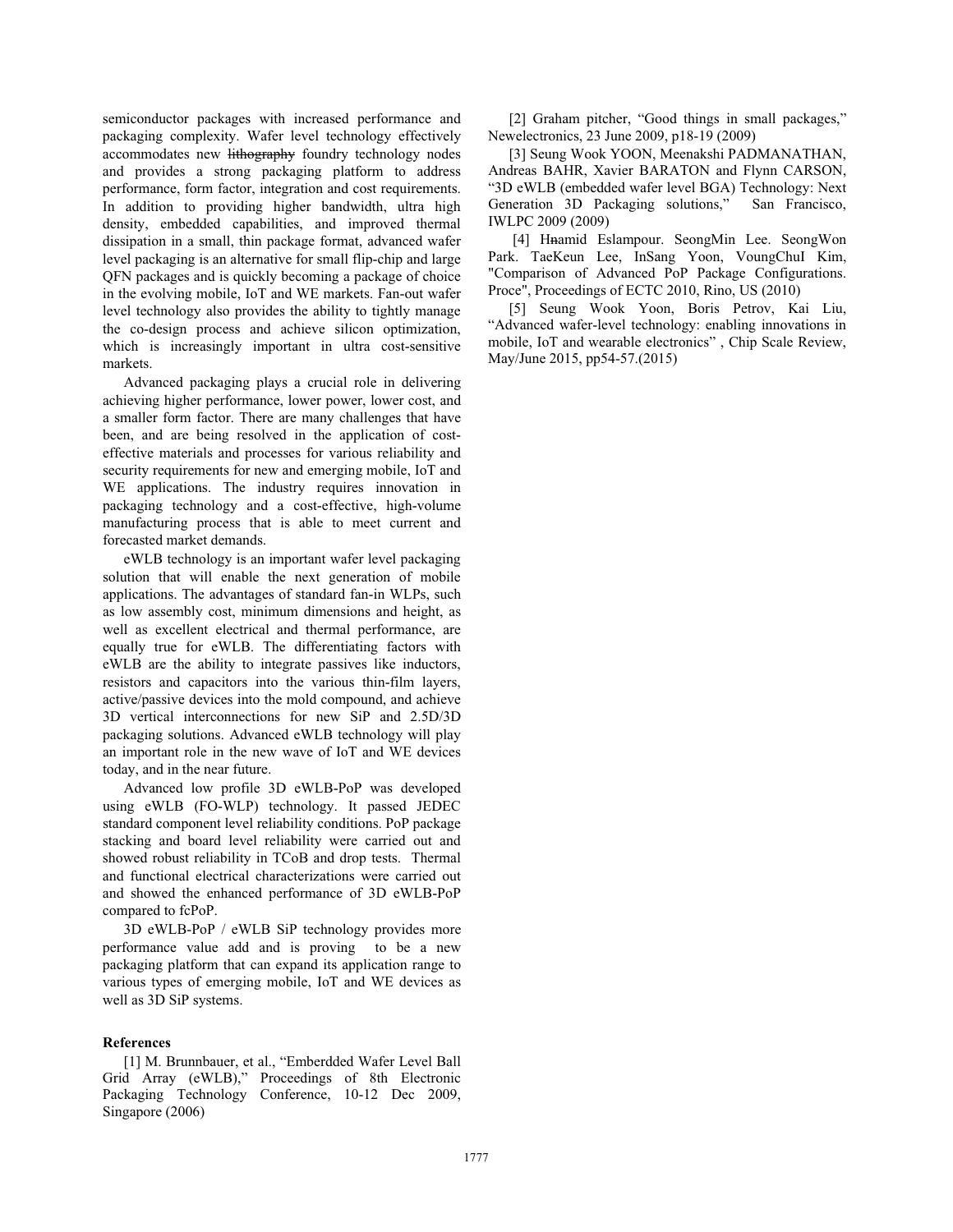semiconductor packages with increased performance and packaging complexity. Wafer level technology effectively accommodates new ~~lithography~~ foundry technology nodes and provides a strong packaging platform to address performance, form factor, integration and cost requirements. In addition to providing higher bandwidth, ultra high density, embedded capabilities, and improved thermal dissipation in a small, thin package format, advanced wafer level packaging is an alternative for small flip-chip and large QFN packages and is quickly becoming a package of choice in the evolving mobile, IoT and WE markets. Fan-out wafer level technology also provides the ability to tightly manage the co-design process and achieve silicon optimization, which is increasingly important in ultra cost-sensitive markets.

Advanced packaging plays a crucial role in delivering achieving higher performance, lower power, lower cost, and a smaller form factor. There are many challenges that have been, and are being resolved in the application of cost-effective materials and processes for various reliability and security requirements for new and emerging mobile, IoT and WE applications. The industry requires innovation in packaging technology and a cost-effective, high-volume manufacturing process that is able to meet current and forecasted market demands.

eWLB technology is an important wafer level packaging solution that will enable the next generation of mobile applications. The advantages of standard fan-in WLPs, such as low assembly cost, minimum dimensions and height, as well as excellent electrical and thermal performance, are equally true for eWLB. The differentiating factors with eWLB are the ability to integrate passives like inductors, resistors and capacitors into the various thin-film layers, active/passive devices into the mold compound, and achieve 3D vertical interconnections for new SiP and 2.5D/3D packaging solutions. Advanced eWLB technology will play an important role in the new wave of IoT and WE devices today, and in the near future.

Advanced low profile 3D eWLB-PoP was developed using eWLB (FO-WLP) technology. It passed JEDEC standard component level reliability conditions. PoP package stacking and board level reliability were carried out and showed robust reliability in TCoB and drop tests. Thermal and functional electrical characterizations were carried out and showed the enhanced performance of 3D eWLB-PoP compared to fcPoP.

3D eWLB-PoP / eWLB SiP technology provides more performance value add and is proving to be a new packaging platform that can expand its application range to various types of emerging mobile, IoT and WE devices as well as 3D SiP systems.

**References**

[1] M. Brunnbauer, et al., "Emberdded Wafer Level Ball Grid Array (eWLB)," Proceedings of 8th Electronic Packaging Technology Conference, 10-12 Dec 2009, Singapore (2006)

[2] Graham pitcher, "Good things in small packages," Newelectronics, 23 June 2009, p18-19 (2009)

[3] Seung Wook YOON, Meenakshi PADMANATHAN, Andreas BAHR, Xavier BARATON and Flynn CARSON, "3D eWLB (embedded wafer level BGA) Technology: Next Generation 3D Packaging solutions," San Francisco, IWLPC 2009 (2009)

[4] H~~n~~amid Eslampour. SeongMin Lee. SeongWon Park. TaeKeun Lee, InSang Yoon, VoungChuI Kim, "Comparison of Advanced PoP Package Configurations. Proce", Proceedings of ECTC 2010, Rino, US (2010)

[5] Seung Wook Yoon, Boris Petrov, Kai Liu, "Advanced wafer-level technology: enabling innovations in mobile, IoT and wearable electronics" , Chip Scale Review, May/June 2015, pp54-57.(2015)